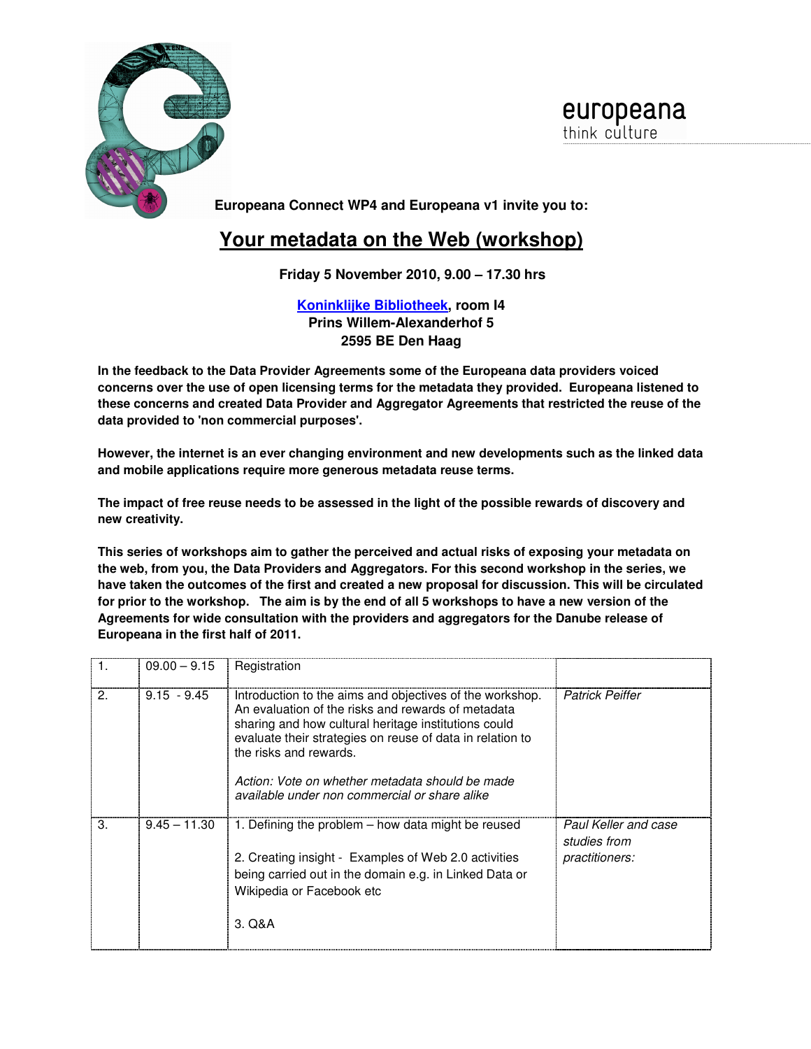europeana
think culture

**Europeana Connect WP4 and Europeana v1 invite you to:**

# Your metadata on the Web (workshop)

**Friday 5 November 2010, 9.00 – 17.30 hrs**

**Koninklijke Bibliotheek, room I4**
**Prins Willem-Alexanderhof 5**
**2595 BE Den Haag**

**In the feedback to the Data Provider Agreements some of the Europeana data providers voiced concerns over the use of open licensing terms for the metadata they provided. Europeana listened to these concerns and created Data Provider and Aggregator Agreements that restricted the reuse of the data provided to 'non commercial purposes'.**

**However, the internet is an ever changing environment and new developments such as the linked data and mobile applications require more generous metadata reuse terms.**

**The impact of free reuse needs to be assessed in the light of the possible rewards of discovery and new creativity.**

**This series of workshops aim to gather the perceived and actual risks of exposing your metadata on the web, from you, the Data Providers and Aggregators. For this second workshop in the series, we have taken the outcomes of the first and created a new proposal for discussion. This will be circulated for prior to the workshop. The aim is by the end of all 5 workshops to have a new version of the Agreements for wide consultation with the providers and aggregators for the Danube release of Europeana in the first half of 2011.**

| | | | |
|---|---|---|---|
| 1. | 09.00 – 9.15 | Registration | |
| 2. | 9.15 - 9.45 | Introduction to the aims and objectives of the workshop. An evaluation of the risks and rewards of metadata sharing and how cultural heritage institutions could evaluate their strategies on reuse of data in relation to the risks and rewards.<br><br>*Action: Vote on whether metadata should be made available under non commercial or share alike* | *Patrick Peiffer* |
| 3. | 9.45 – 11.30 | 1. Defining the problem – how data might be reused<br><br>2. Creating insight - Examples of Web 2.0 activities being carried out in the domain e.g. in Linked Data or Wikipedia or Facebook etc<br><br>3. Q&A | *Paul Keller and case studies from practitioners:* |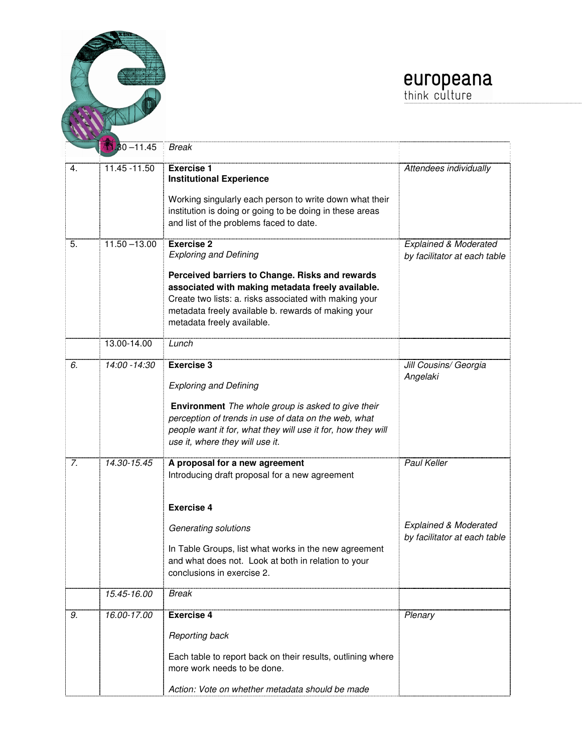| | | | |
|---|---|---|---|
| | 11.30 –11.45 | *Break* | |
| 4. | 11.45 -11.50 | **Exercise 1**<br>**Institutional Experience**<br><br>Working singularly each person to write down what their institution is doing or going to be doing in these areas and list of the problems faced to date. | *Attendees individually* |
| 5. | 11.50 –13.00 | **Exercise 2**<br>*Exploring and Defining*<br><br>**Perceived barriers to Change. Risks and rewards associated with making metadata freely available.** Create two lists: a. risks associated with making your metadata freely available b. rewards of making your metadata freely available. | *Explained & Moderated by facilitator at each table* |
| | 13.00-14.00 | *Lunch* | |
| *6.* | *14:00 -14:30* | **Exercise 3**<br><br>*Exploring and Defining*<br><br>**Environment** *The whole group is asked to give their perception of trends in use of data on the web, what people want it for, what they will use it for, how they will use it, where they will use it.* | *Jill Cousins/ Georgia Angelaki* |
| *7.* | *14.30-15.45* | **A proposal for a new agreement**<br>Introducing draft proposal for a new agreement<br><br>**Exercise 4**<br><br>*Generating solutions*<br><br>In Table Groups, list what works in the new agreement and what does not. Look at both in relation to your conclusions in exercise 2. | *Paul Keller*<br><br>*Explained & Moderated by facilitator at each table* |
| | *15.45-16.00* | *Break* | |
| *9.* | *16.00-17.00* | **Exercise 4**<br><br>*Reporting back*<br><br>Each table to report back on their results, outlining where more work needs to be done.<br><br>*Action: Vote on whether metadata should be made* | *Plenary* |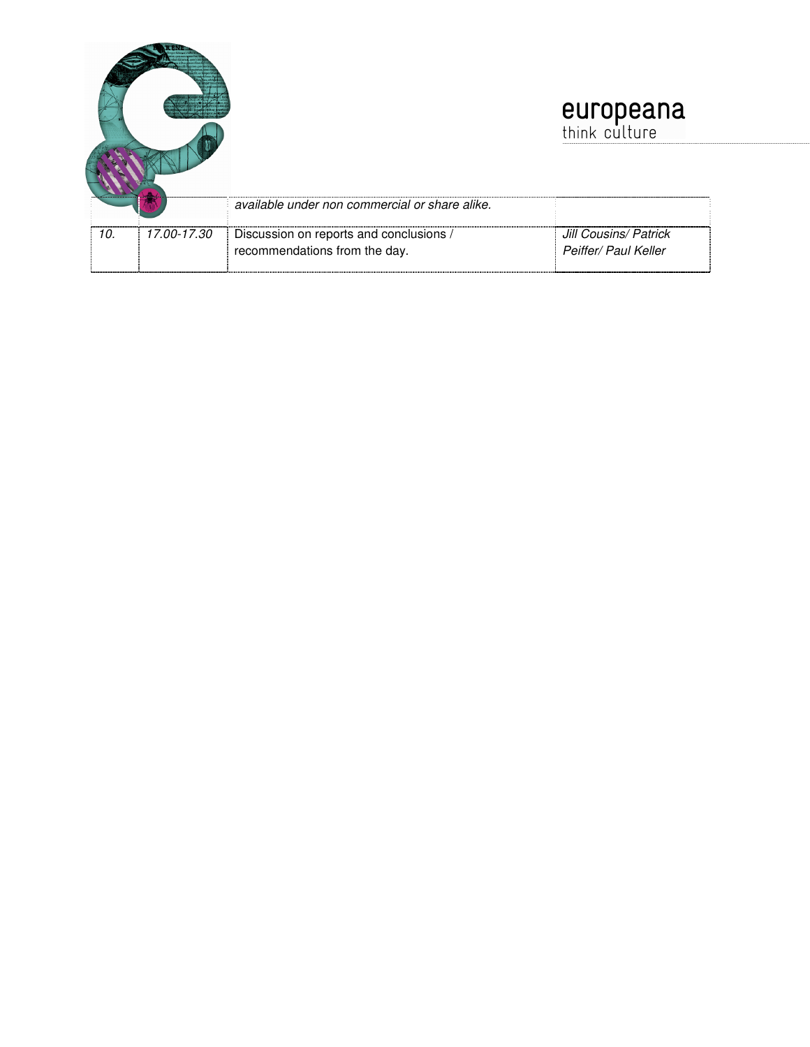| | | | |
|---|---|---|---|
| | | *available under non commercial or share alike.* | |
| *10.* | *17.00-17.30* | Discussion on reports and conclusions / recommendations from the day. | *Jill Cousins/ Patrick Peiffer/ Paul Keller* |